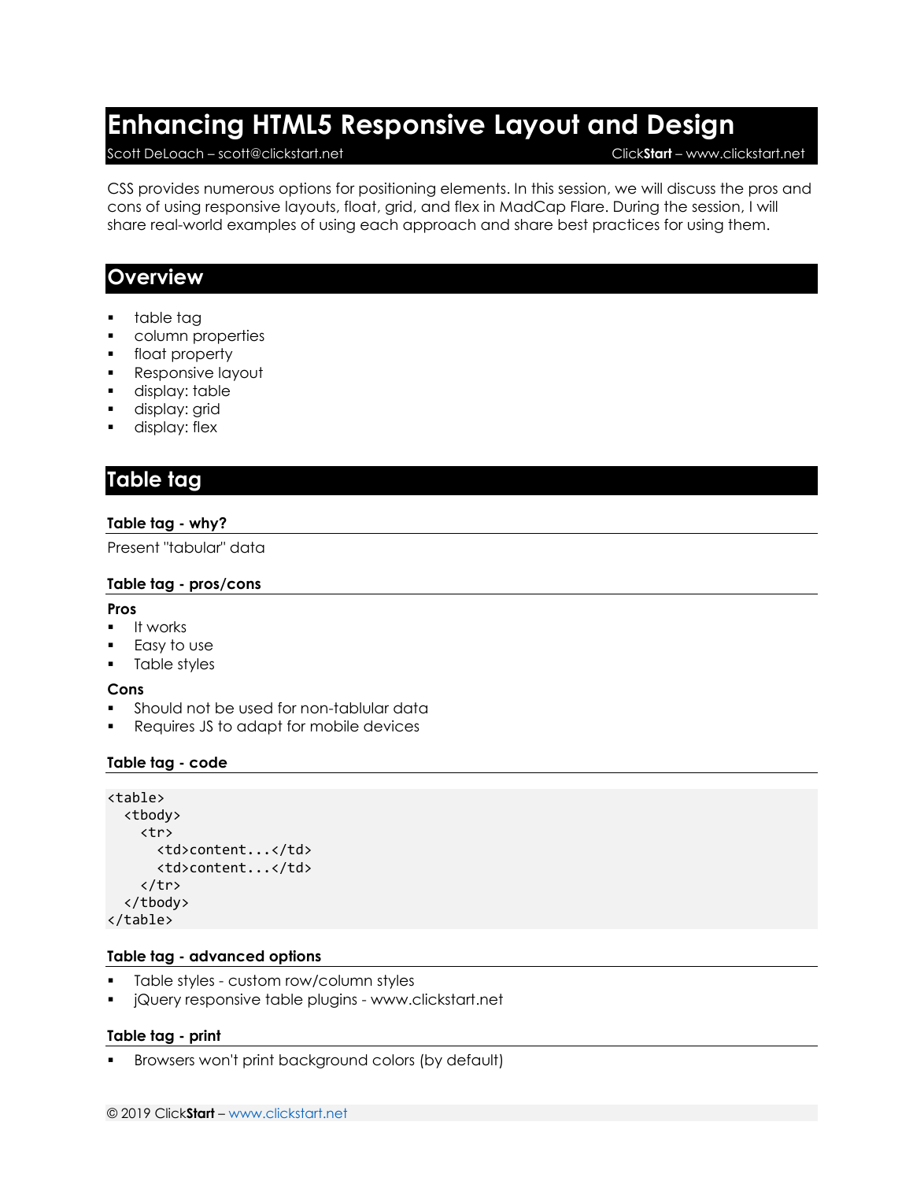# Enhancing HTML5 Responsive Layout and Design

Scott DeLoach – scott@clickstart.net ClickStart – www.clickstart.net

CSS provides numerous options for positioning elements. In this session, we will discuss the pros and cons of using responsive layouts, float, grid, and flex in MadCap Flare. During the session, I will share real-world examples of using each approach and share best practices for using them.

## Overview

- table tag
- column properties
- float property
- Responsive layout
- display: table
- display: grid
- display: flex

## Table tag

### Table tag - why?

Present "tabular" data

### Table tag - pros/cons

**Pros**

- It works
- Easy to use
- Table styles

**Cons**

- Should not be used for non-tablular data
- Requires JS to adapt for mobile devices

### Table tag - code

```
<table>
  <tbody>
    <tr>
      <td>content...</td>
      <td>content...</td>
    </tr>
  </tbody>
</table>
```

### Table tag - advanced options

- Table styles - custom row/column styles
- jQuery responsive table plugins - www.clickstart.net

### Table tag - print

- Browsers won't print background colors (by default)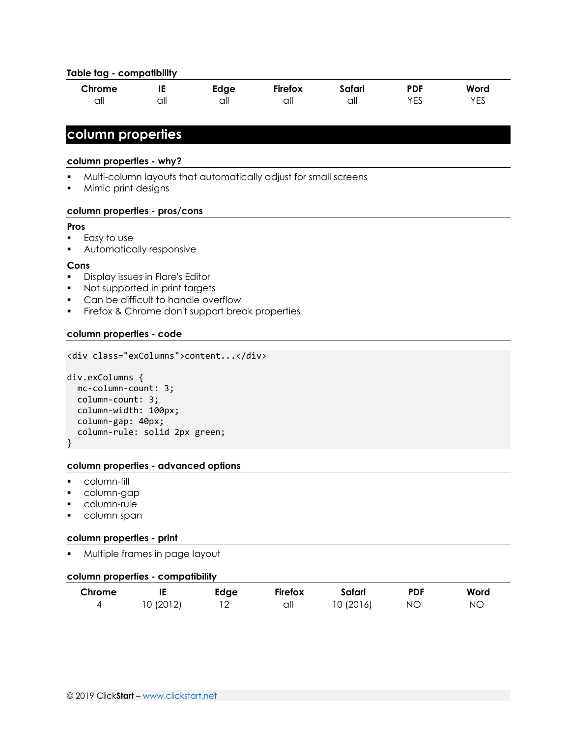### Table tag - compatibility

| Chrome | IE | Edge | Firefox | Safari | PDF | Word |
|---|---|---|---|---|---|---|
| all | all | all | all | all | YES | YES |

## column properties

### column properties - why?

- Multi-column layouts that automatically adjust for small screens
- Mimic print designs

### column properties - pros/cons

**Pros**

- Easy to use
- Automatically responsive

**Cons**

- Display issues in Flare's Editor
- Not supported in print targets
- Can be difficult to handle overflow
- Firefox & Chrome don't support break properties

### column properties - code

```
<div class="exColumns">content...</div>

div.exColumns {
  mc-column-count: 3;
  column-count: 3;
  column-width: 100px;
  column-gap: 40px;
  column-rule: solid 2px green;
}
```

### column properties - advanced options

- column-fill
- column-gap
- column-rule
- column span

### column properties - print

- Multiple frames in page layout

### column properties - compatibility

| Chrome | IE | Edge | Firefox | Safari | PDF | Word |
|---|---|---|---|---|---|---|
| 4 | 10 (2012) | 12 | all | 10 (2016) | NO | NO |

© 2019 Click**Start** – www.clickstart.net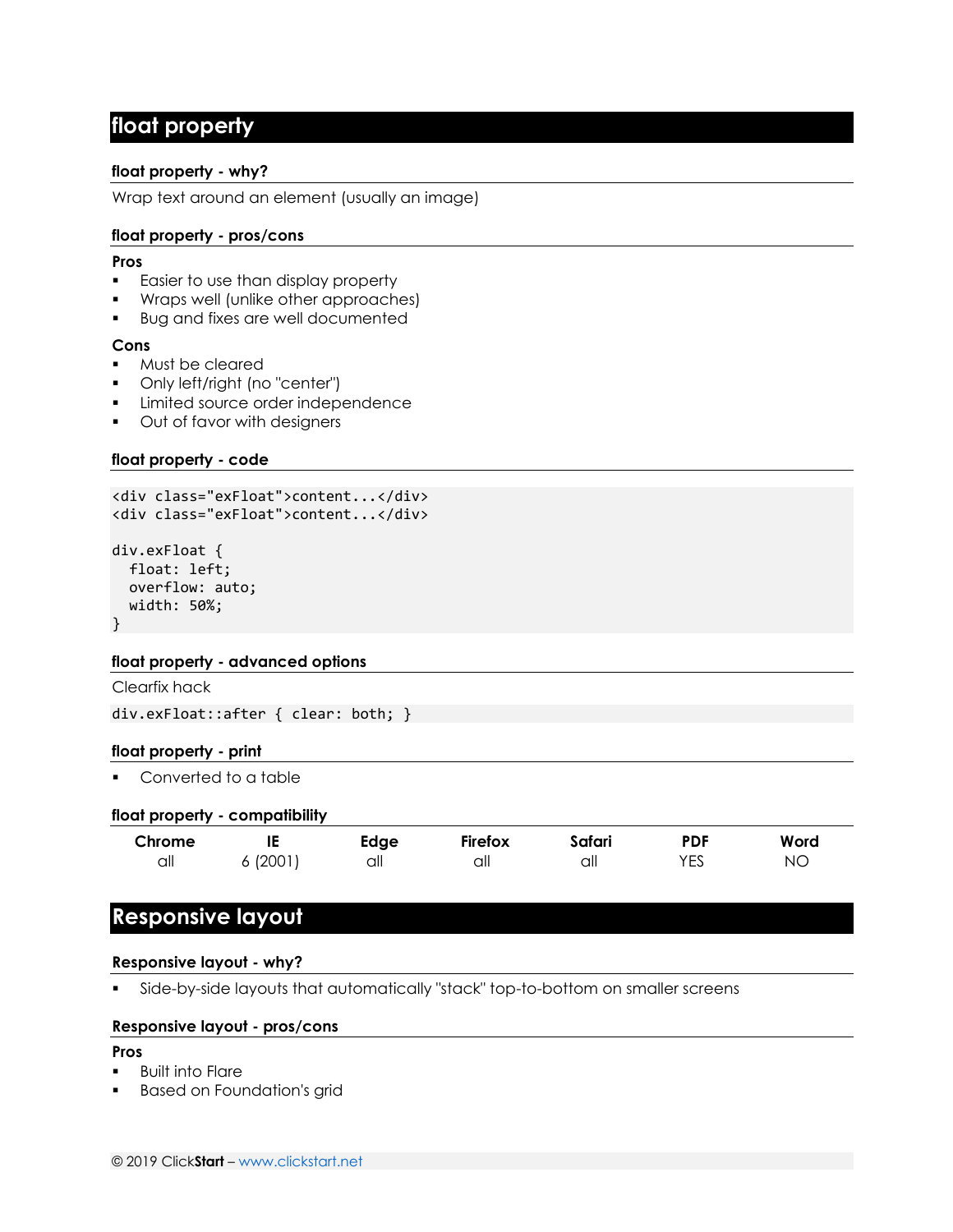# float property

### float property - why?

Wrap text around an element (usually an image)

### float property - pros/cons

**Pros**

- Easier to use than display property
- Wraps well (unlike other approaches)
- Bug and fixes are well documented

**Cons**

- Must be cleared
- Only left/right (no "center")
- Limited source order independence
- Out of favor with designers

### float property - code

```
<div class="exFloat">content...</div>
<div class="exFloat">content...</div>

div.exFloat {
  float: left;
  overflow: auto;
  width: 50%;
}
```

### float property - advanced options

Clearfix hack

```
div.exFloat::after { clear: both; }
```

### float property - print

- Converted to a table

### float property - compatibility

| Chrome | IE | Edge | Firefox | Safari | PDF | Word |
|---|---|---|---|---|---|---|
| all | 6 (2001) | all | all | all | YES | NO |

# Responsive layout

### Responsive layout - why?

- Side-by-side layouts that automatically "stack" top-to-bottom on smaller screens

### Responsive layout - pros/cons

**Pros**

- Built into Flare
- Based on Foundation's grid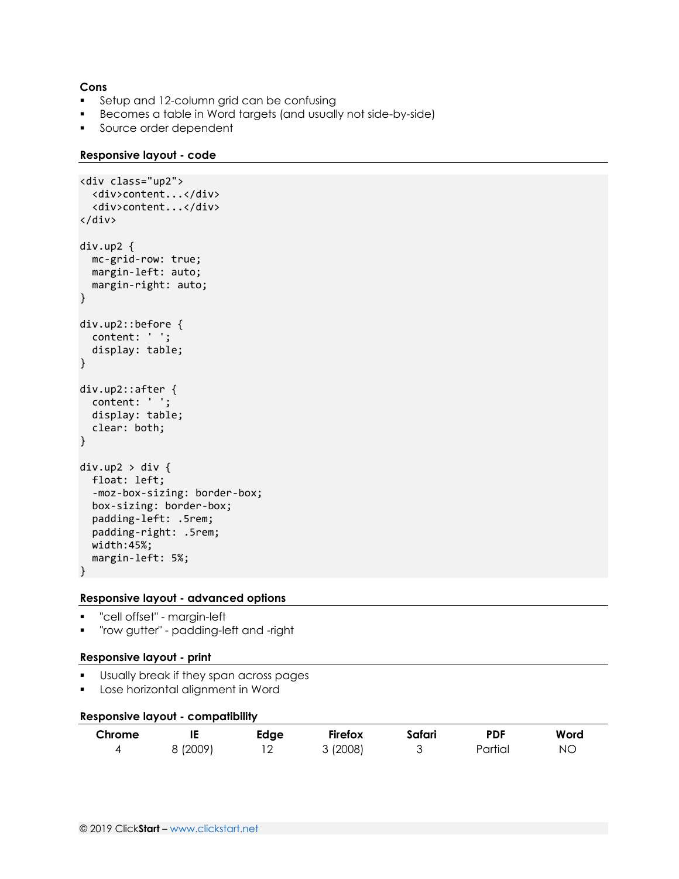**Cons**

- Setup and 12-column grid can be confusing
- Becomes a table in Word targets (and usually not side-by-side)
- Source order dependent

### Responsive layout - code

```
<div class="up2">
  <div>content...</div>
  <div>content...</div>
</div>

div.up2 {
  mc-grid-row: true;
  margin-left: auto;
  margin-right: auto;
}

div.up2::before {
  content: ' ';
  display: table;
}

div.up2::after {
  content: ' ';
  display: table;
  clear: both;
}

div.up2 > div {
  float: left;
  -moz-box-sizing: border-box;
  box-sizing: border-box;
  padding-left: .5rem;
  padding-right: .5rem;
  width:45%;
  margin-left: 5%;
}
```

### Responsive layout - advanced options

- "cell offset" - margin-left
- "row gutter" - padding-left and -right

### Responsive layout - print

- Usually break if they span across pages
- Lose horizontal alignment in Word

### Responsive layout - compatibility

| Chrome | IE | Edge | Firefox | Safari | PDF | Word |
|---|---|---|---|---|---|---|
| 4 | 8 (2009) | 12 | 3 (2008) | 3 | Partial | NO |

© 2019 Click**Start** – www.clickstart.net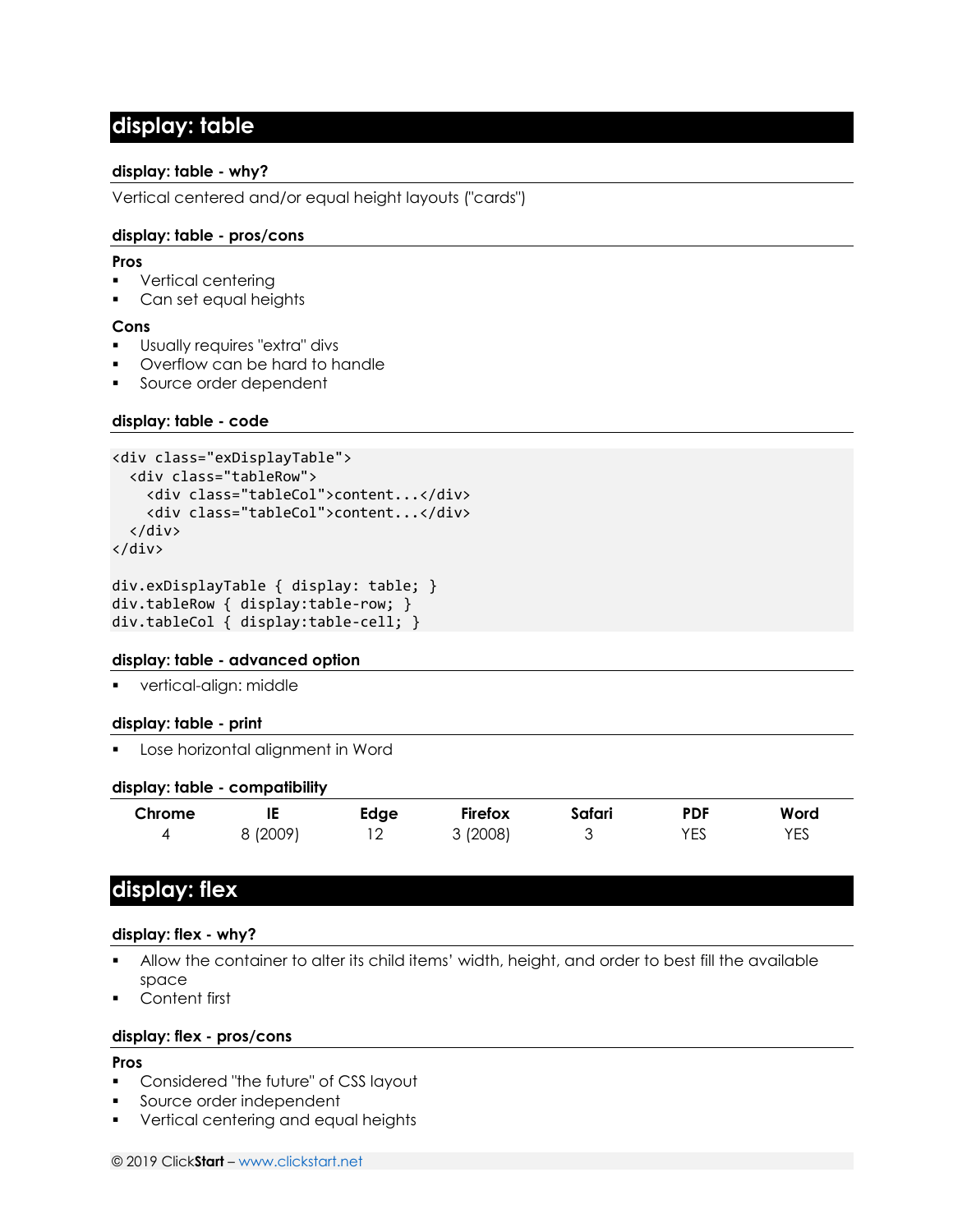# display: table

### display: table - why?

Vertical centered and/or equal height layouts ("cards")

### display: table - pros/cons

**Pros**

- Vertical centering
- Can set equal heights

**Cons**

- Usually requires "extra" divs
- Overflow can be hard to handle
- Source order dependent

### display: table - code

```
<div class="exDisplayTable">
  <div class="tableRow">
    <div class="tableCol">content...</div>
    <div class="tableCol">content...</div>
  </div>
</div>

div.exDisplayTable { display: table; }
div.tableRow { display:table-row; }
div.tableCol { display:table-cell; }
```

### display: table - advanced option

- vertical-align: middle

### display: table - print

- Lose horizontal alignment in Word

### display: table - compatibility

| Chrome | IE | Edge | Firefox | Safari | PDF | Word |
|---|---|---|---|---|---|---|
| 4 | 8 (2009) | 12 | 3 (2008) | 3 | YES | YES |

# display: flex

### display: flex - why?

- Allow the container to alter its child items' width, height, and order to best fill the available space
- Content first

### display: flex - pros/cons

**Pros**

- Considered "the future" of CSS layout
- Source order independent
- Vertical centering and equal heights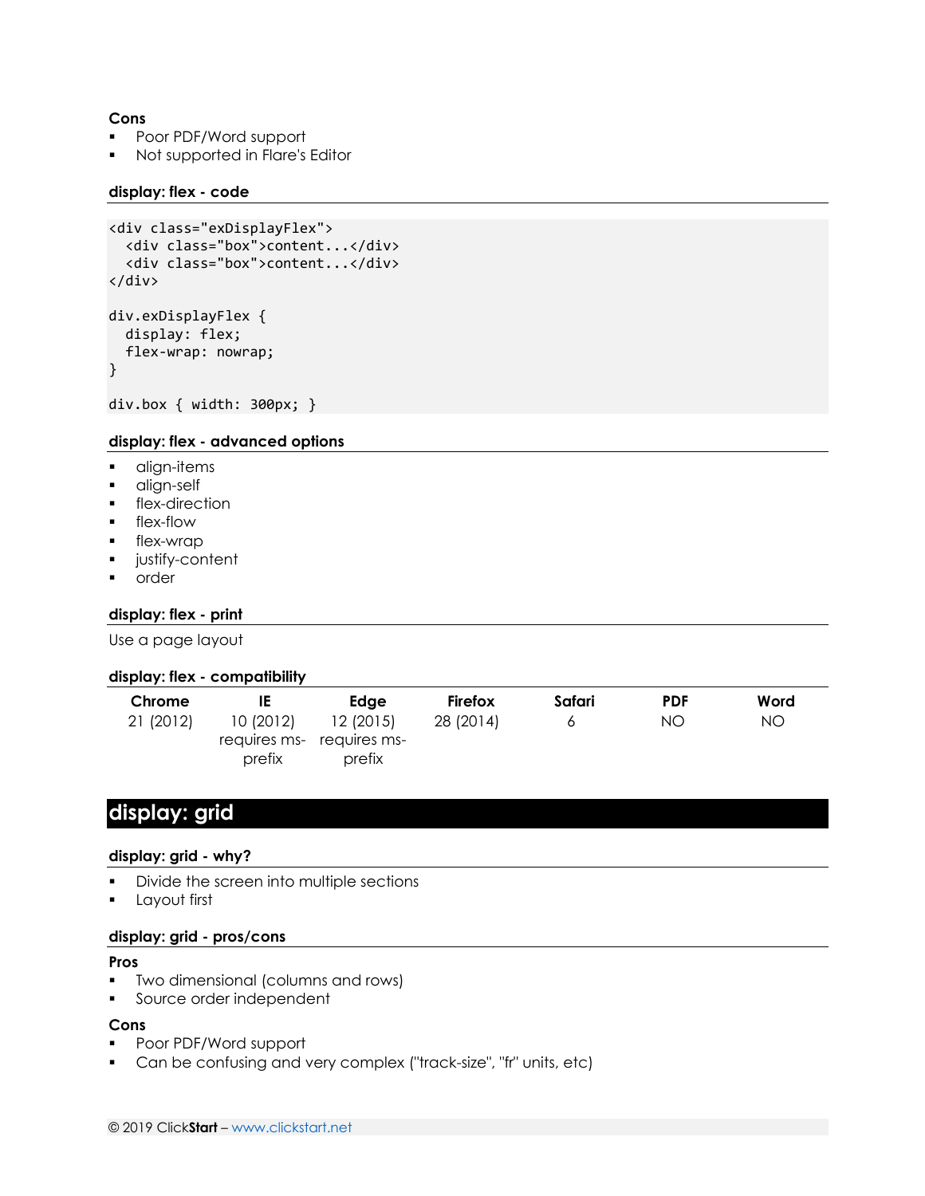**Cons**

- Poor PDF/Word support
- Not supported in Flare's Editor

### display: flex - code

```
<div class="exDisplayFlex">
  <div class="box">content...</div>
  <div class="box">content...</div>
</div>

div.exDisplayFlex {
  display: flex;
  flex-wrap: nowrap;
}

div.box { width: 300px; }
```

### display: flex - advanced options

- align-items
- align-self
- flex-direction
- flex-flow
- flex-wrap
- justify-content
- order

### display: flex - print

Use a page layout

### display: flex - compatibility

| Chrome | IE | Edge | Firefox | Safari | PDF | Word |
|---|---|---|---|---|---|---|
| 21 (2012) | 10 (2012) requires ms-prefix | 12 (2015) requires ms-prefix | 28 (2014) | 6 | NO | NO |

## display: grid

### display: grid - why?

- Divide the screen into multiple sections
- Layout first

### display: grid - pros/cons

**Pros**

- Two dimensional (columns and rows)
- Source order independent

**Cons**

- Poor PDF/Word support
- Can be confusing and very complex ("track-size", "fr" units, etc)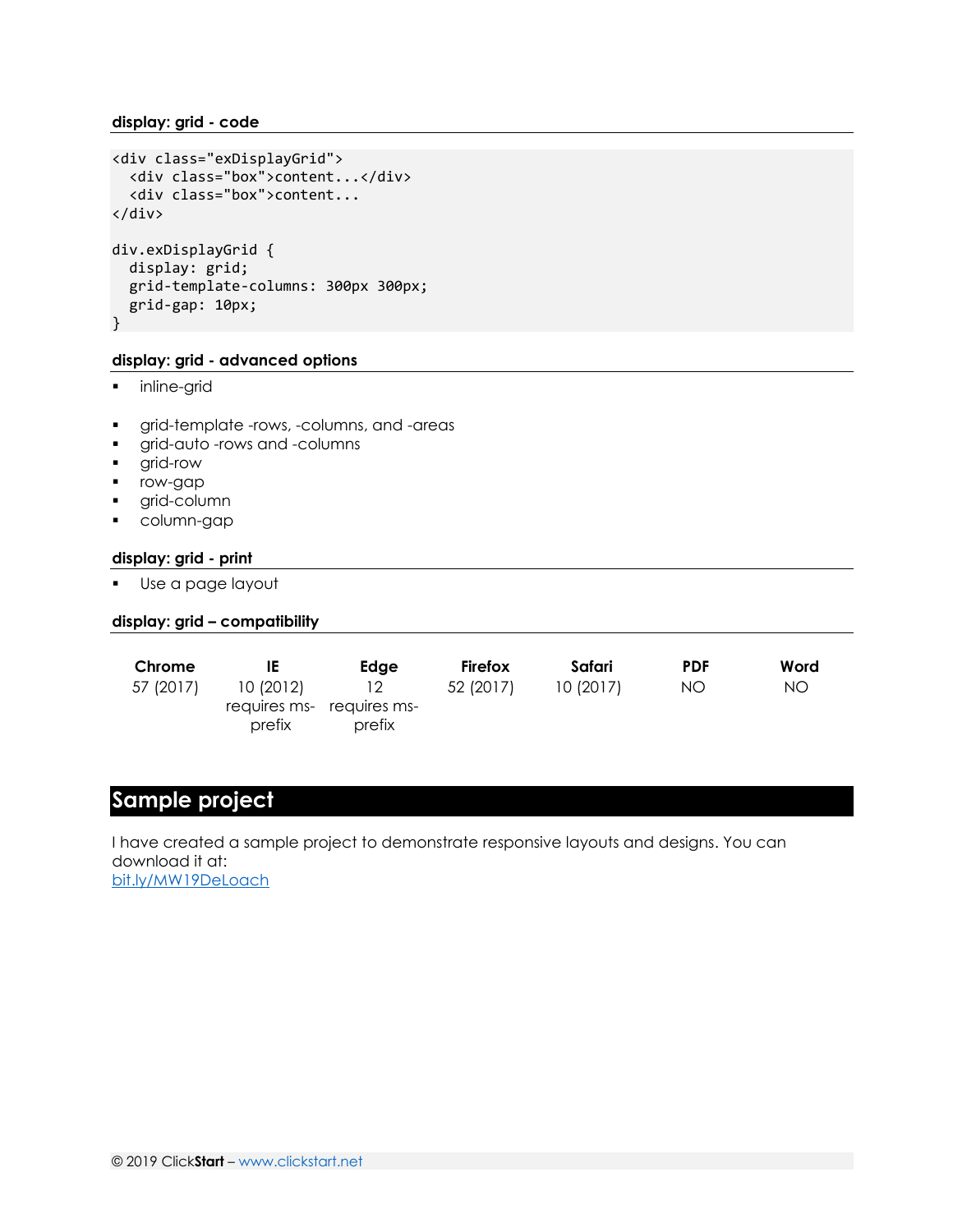### display: grid - code

```
<div class="exDisplayGrid">
  <div class="box">content...</div>
  <div class="box">content...
</div>

div.exDisplayGrid {
  display: grid;
  grid-template-columns: 300px 300px;
  grid-gap: 10px;
}
```

### display: grid - advanced options

- inline-grid

- grid-template -rows, -columns, and -areas
- grid-auto -rows and -columns
- grid-row
- row-gap
- grid-column
- column-gap

### display: grid - print

- Use a page layout

### display: grid – compatibility

| Chrome | IE | Edge | Firefox | Safari | PDF | Word |
|---|---|---|---|---|---|---|
| 57 (2017) | 10 (2012) requires ms-prefix | 12 requires ms-prefix | 52 (2017) | 10 (2017) | NO | NO |

# Sample project

I have created a sample project to demonstrate responsive layouts and designs. You can download it at:
[bit.ly/MW19DeLoach](bit.ly/MW19DeLoach)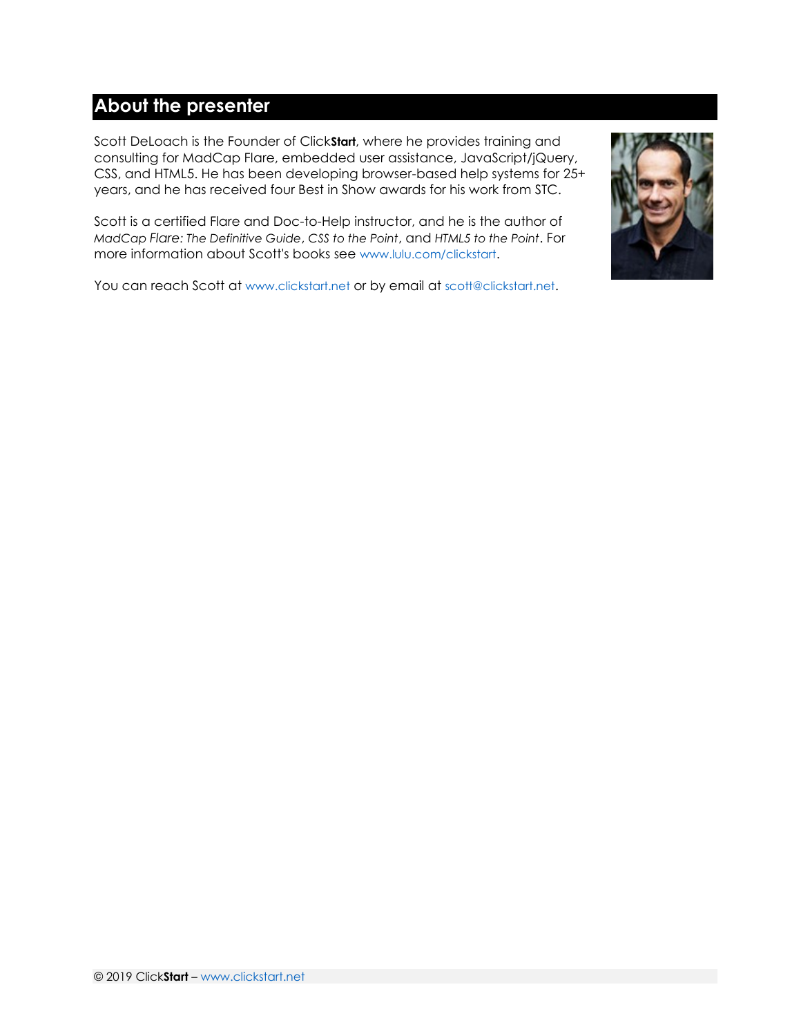## About the presenter

Scott DeLoach is the Founder of Click**Start**, where he provides training and consulting for MadCap Flare, embedded user assistance, JavaScript/jQuery, CSS, and HTML5. He has been developing browser-based help systems for 25+ years, and he has received four Best in Show awards for his work from STC.

Scott is a certified Flare and Doc-to-Help instructor, and he is the author of *MadCap Flare: The Definitive Guide*, *CSS to the Point*, and *HTML5 to the Point*. For more information about Scott's books see www.lulu.com/clickstart.

You can reach Scott at www.clickstart.net or by email at scott@clickstart.net.